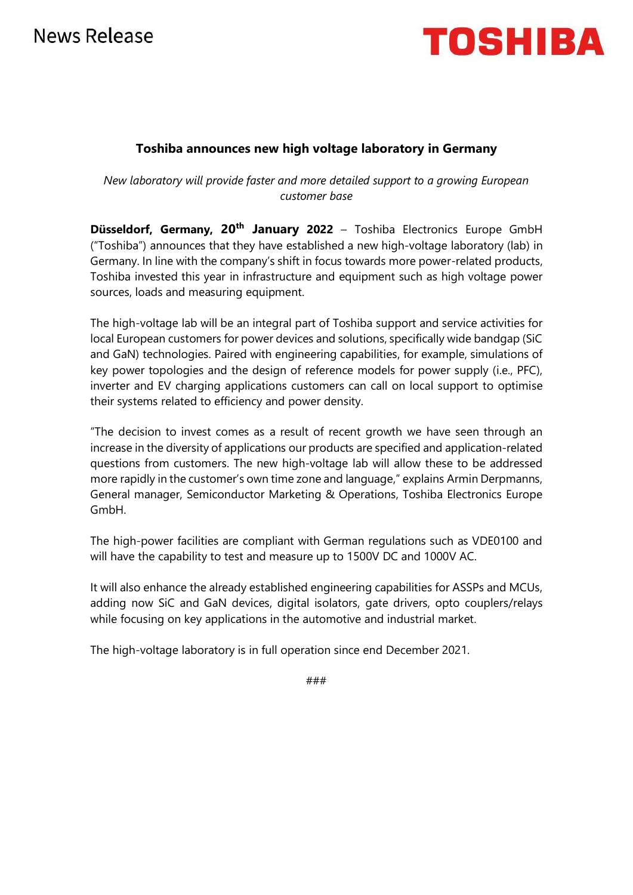News Release

TOSHIBA

## Toshiba announces new high voltage laboratory in Germany

*New laboratory will provide faster and more detailed support to a growing European customer base*

**Düsseldorf, Germany, 20th January 2022** – Toshiba Electronics Europe GmbH ("Toshiba") announces that they have established a new high-voltage laboratory (lab) in Germany. In line with the company's shift in focus towards more power-related products, Toshiba invested this year in infrastructure and equipment such as high voltage power sources, loads and measuring equipment.

The high-voltage lab will be an integral part of Toshiba support and service activities for local European customers for power devices and solutions, specifically wide bandgap (SiC and GaN) technologies. Paired with engineering capabilities, for example, simulations of key power topologies and the design of reference models for power supply (i.e., PFC), inverter and EV charging applications customers can call on local support to optimise their systems related to efficiency and power density.

"The decision to invest comes as a result of recent growth we have seen through an increase in the diversity of applications our products are specified and application-related questions from customers. The new high-voltage lab will allow these to be addressed more rapidly in the customer's own time zone and language," explains Armin Derpmanns, General manager, Semiconductor Marketing & Operations, Toshiba Electronics Europe GmbH.

The high-power facilities are compliant with German regulations such as VDE0100 and will have the capability to test and measure up to 1500V DC and 1000V AC.

It will also enhance the already established engineering capabilities for ASSPs and MCUs, adding now SiC and GaN devices, digital isolators, gate drivers, opto couplers/relays while focusing on key applications in the automotive and industrial market.

The high-voltage laboratory is in full operation since end December 2021.

###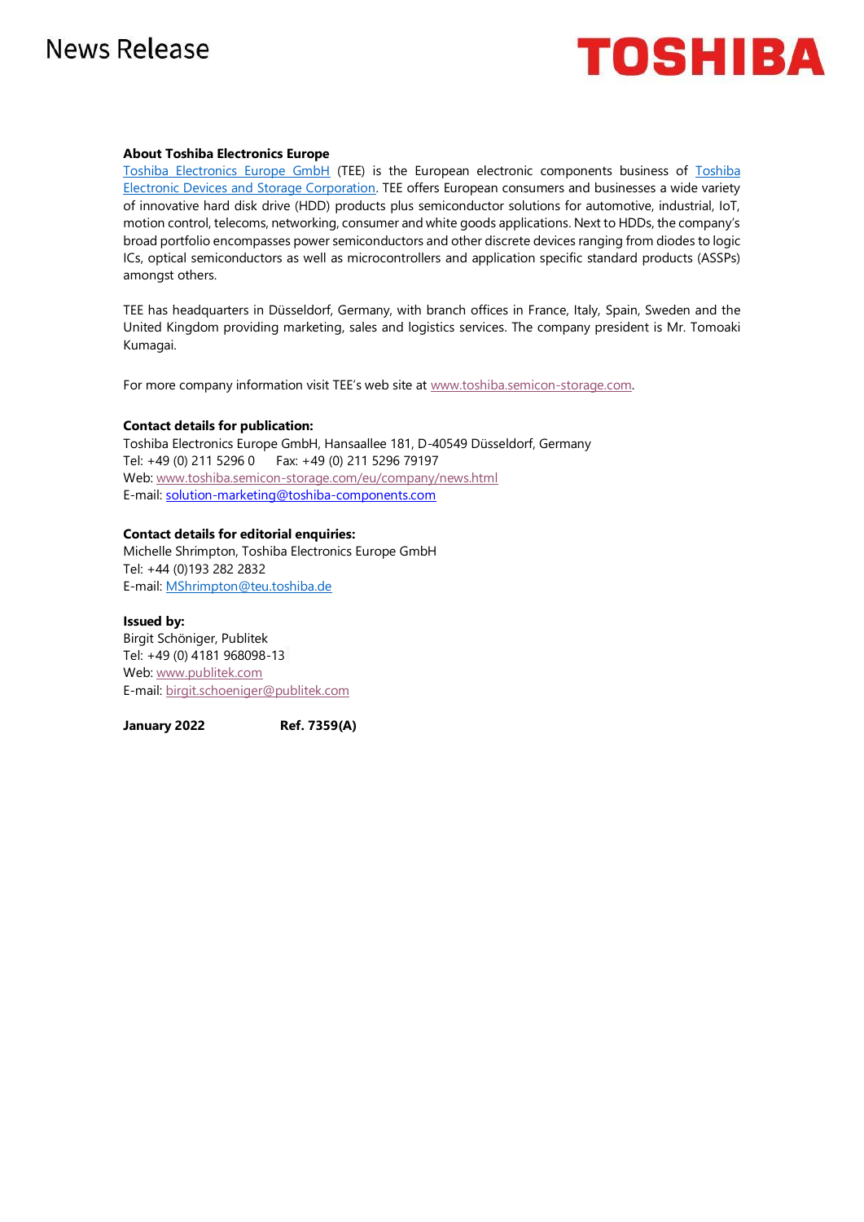**About Toshiba Electronics Europe**

Toshiba Electronics Europe GmbH (TEE) is the European electronic components business of Toshiba Electronic Devices and Storage Corporation. TEE offers European consumers and businesses a wide variety of innovative hard disk drive (HDD) products plus semiconductor solutions for automotive, industrial, IoT, motion control, telecoms, networking, consumer and white goods applications. Next to HDDs, the company's broad portfolio encompasses power semiconductors and other discrete devices ranging from diodes to logic ICs, optical semiconductors as well as microcontrollers and application specific standard products (ASSPs) amongst others.

TEE has headquarters in Düsseldorf, Germany, with branch offices in France, Italy, Spain, Sweden and the United Kingdom providing marketing, sales and logistics services. The company president is Mr. Tomoaki Kumagai.

For more company information visit TEE's web site at www.toshiba.semicon-storage.com.

**Contact details for publication:**
Toshiba Electronics Europe GmbH, Hansaallee 181, D-40549 Düsseldorf, Germany
Tel: +49 (0) 211 5296 0 Fax: +49 (0) 211 5296 79197
Web: www.toshiba.semicon-storage.com/eu/company/news.html
E-mail: solution-marketing@toshiba-components.com

**Contact details for editorial enquiries:**
Michelle Shrimpton, Toshiba Electronics Europe GmbH
Tel: +44 (0)193 282 2832
E-mail: MShrimpton@teu.toshiba.de

**Issued by:**
Birgit Schöniger, Publitek
Tel: +49 (0) 4181 968098-13
Web: www.publitek.com
E-mail: birgit.schoeniger@publitek.com

**January 2022** **Ref. 7359(A)**